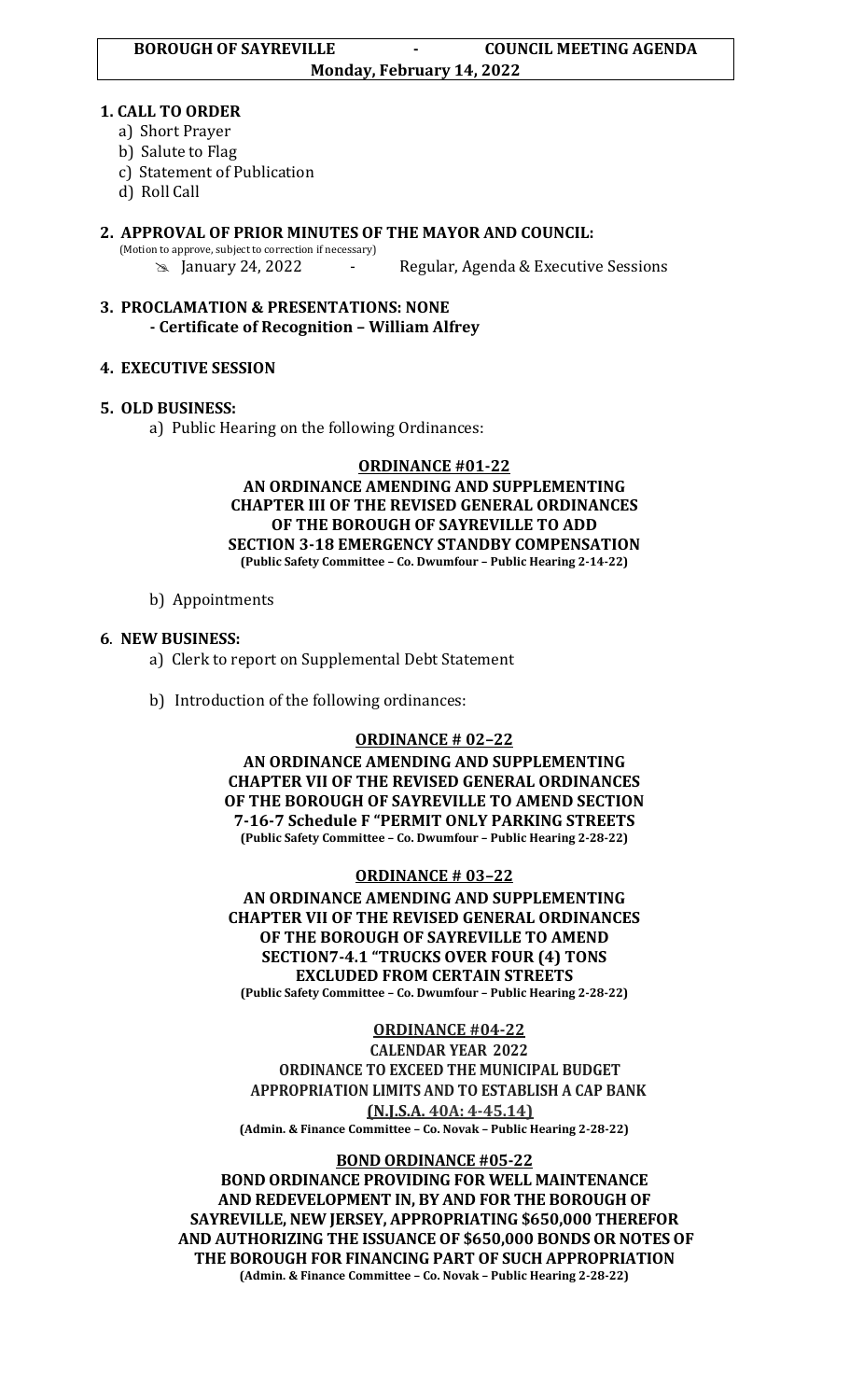**BOROUGH OF SAYREVILLE - COUNCIL MEETING AGENDA**
**Monday, February 14, 2022**

## 1. CALL TO ORDER

a) Short Prayer
b) Salute to Flag
c) Statement of Publication
d) Roll Call

## 2. APPROVAL OF PRIOR MINUTES OF THE MAYOR AND COUNCIL:

(Motion to approve, subject to correction if necessary)

- January 24, 2022 - Regular, Agenda & Executive Sessions

## 3. PROCLAMATION & PRESENTATIONS: NONE

**- Certificate of Recognition – William Alfrey**

## 4. EXECUTIVE SESSION

## 5. OLD BUSINESS:

a) Public Hearing on the following Ordinances:

**ORDINANCE #01-22**

**AN ORDINANCE AMENDING AND SUPPLEMENTING CHAPTER III OF THE REVISED GENERAL ORDINANCES OF THE BOROUGH OF SAYREVILLE TO ADD SECTION 3-18 EMERGENCY STANDBY COMPENSATION**
**(Public Safety Committee – Co. Dwumfour – Public Hearing 2-14-22)**

b) Appointments

## 6. NEW BUSINESS:

a) Clerk to report on Supplemental Debt Statement

b) Introduction of the following ordinances:

**ORDINANCE # 02–22**

**AN ORDINANCE AMENDING AND SUPPLEMENTING CHAPTER VII OF THE REVISED GENERAL ORDINANCES OF THE BOROUGH OF SAYREVILLE TO AMEND SECTION 7-16-7 Schedule F "PERMIT ONLY PARKING STREETS**
**(Public Safety Committee – Co. Dwumfour – Public Hearing 2-28-22)**

**ORDINANCE # 03–22**

**AN ORDINANCE AMENDING AND SUPPLEMENTING CHAPTER VII OF THE REVISED GENERAL ORDINANCES OF THE BOROUGH OF SAYREVILLE TO AMEND SECTION7-4.1 "TRUCKS OVER FOUR (4) TONS EXCLUDED FROM CERTAIN STREETS**
**(Public Safety Committee – Co. Dwumfour – Public Hearing 2-28-22)**

**ORDINANCE #04-22**

**CALENDAR YEAR 2022**
**ORDINANCE TO EXCEED THE MUNICIPAL BUDGET APPROPRIATION LIMITS AND TO ESTABLISH A CAP BANK**
**(N.J.S.A. 40A: 4-45.14)**
**(Admin. & Finance Committee – Co. Novak – Public Hearing 2-28-22)**

**BOND ORDINANCE #05-22**

**BOND ORDINANCE PROVIDING FOR WELL MAINTENANCE AND REDEVELOPMENT IN, BY AND FOR THE BOROUGH OF SAYREVILLE, NEW JERSEY, APPROPRIATING $650,000 THEREFOR AND AUTHORIZING THE ISSUANCE OF $650,000 BONDS OR NOTES OF THE BOROUGH FOR FINANCING PART OF SUCH APPROPRIATION**
**(Admin. & Finance Committee – Co. Novak – Public Hearing 2-28-22)**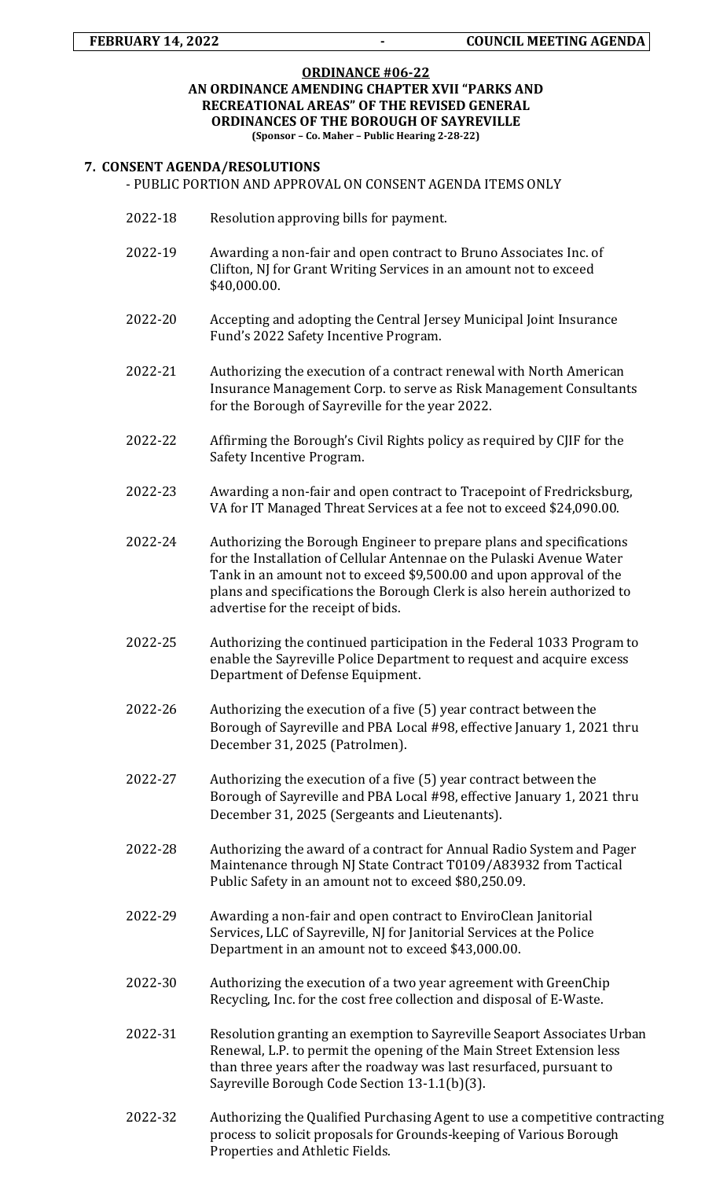**ORDINANCE #06-22**
**AN ORDINANCE AMENDING CHAPTER XVII "PARKS AND RECREATIONAL AREAS" OF THE REVISED GENERAL ORDINANCES OF THE BOROUGH OF SAYREVILLE**
**(Sponsor – Co. Maher – Public Hearing 2-28-22)**

## 7. CONSENT AGENDA/RESOLUTIONS

- PUBLIC PORTION AND APPROVAL ON CONSENT AGENDA ITEMS ONLY

2022-18 Resolution approving bills for payment.

2022-19 Awarding a non-fair and open contract to Bruno Associates Inc. of Clifton, NJ for Grant Writing Services in an amount not to exceed $40,000.00.

2022-20 Accepting and adopting the Central Jersey Municipal Joint Insurance Fund's 2022 Safety Incentive Program.

2022-21 Authorizing the execution of a contract renewal with North American Insurance Management Corp. to serve as Risk Management Consultants for the Borough of Sayreville for the year 2022.

2022-22 Affirming the Borough's Civil Rights policy as required by CJIF for the Safety Incentive Program.

2022-23 Awarding a non-fair and open contract to Tracepoint of Fredricksburg, VA for IT Managed Threat Services at a fee not to exceed $24,090.00.

2022-24 Authorizing the Borough Engineer to prepare plans and specifications for the Installation of Cellular Antennae on the Pulaski Avenue Water Tank in an amount not to exceed $9,500.00 and upon approval of the plans and specifications the Borough Clerk is also herein authorized to advertise for the receipt of bids.

2022-25 Authorizing the continued participation in the Federal 1033 Program to enable the Sayreville Police Department to request and acquire excess Department of Defense Equipment.

2022-26 Authorizing the execution of a five (5) year contract between the Borough of Sayreville and PBA Local #98, effective January 1, 2021 thru December 31, 2025 (Patrolmen).

2022-27 Authorizing the execution of a five (5) year contract between the Borough of Sayreville and PBA Local #98, effective January 1, 2021 thru December 31, 2025 (Sergeants and Lieutenants).

2022-28 Authorizing the award of a contract for Annual Radio System and Pager Maintenance through NJ State Contract T0109/A83932 from Tactical Public Safety in an amount not to exceed $80,250.09.

2022-29 Awarding a non-fair and open contract to EnviroClean Janitorial Services, LLC of Sayreville, NJ for Janitorial Services at the Police Department in an amount not to exceed $43,000.00.

2022-30 Authorizing the execution of a two year agreement with GreenChip Recycling, Inc. for the cost free collection and disposal of E-Waste.

2022-31 Resolution granting an exemption to Sayreville Seaport Associates Urban Renewal, L.P. to permit the opening of the Main Street Extension less than three years after the roadway was last resurfaced, pursuant to Sayreville Borough Code Section 13-1.1(b)(3).

2022-32 Authorizing the Qualified Purchasing Agent to use a competitive contracting process to solicit proposals for Grounds-keeping of Various Borough Properties and Athletic Fields.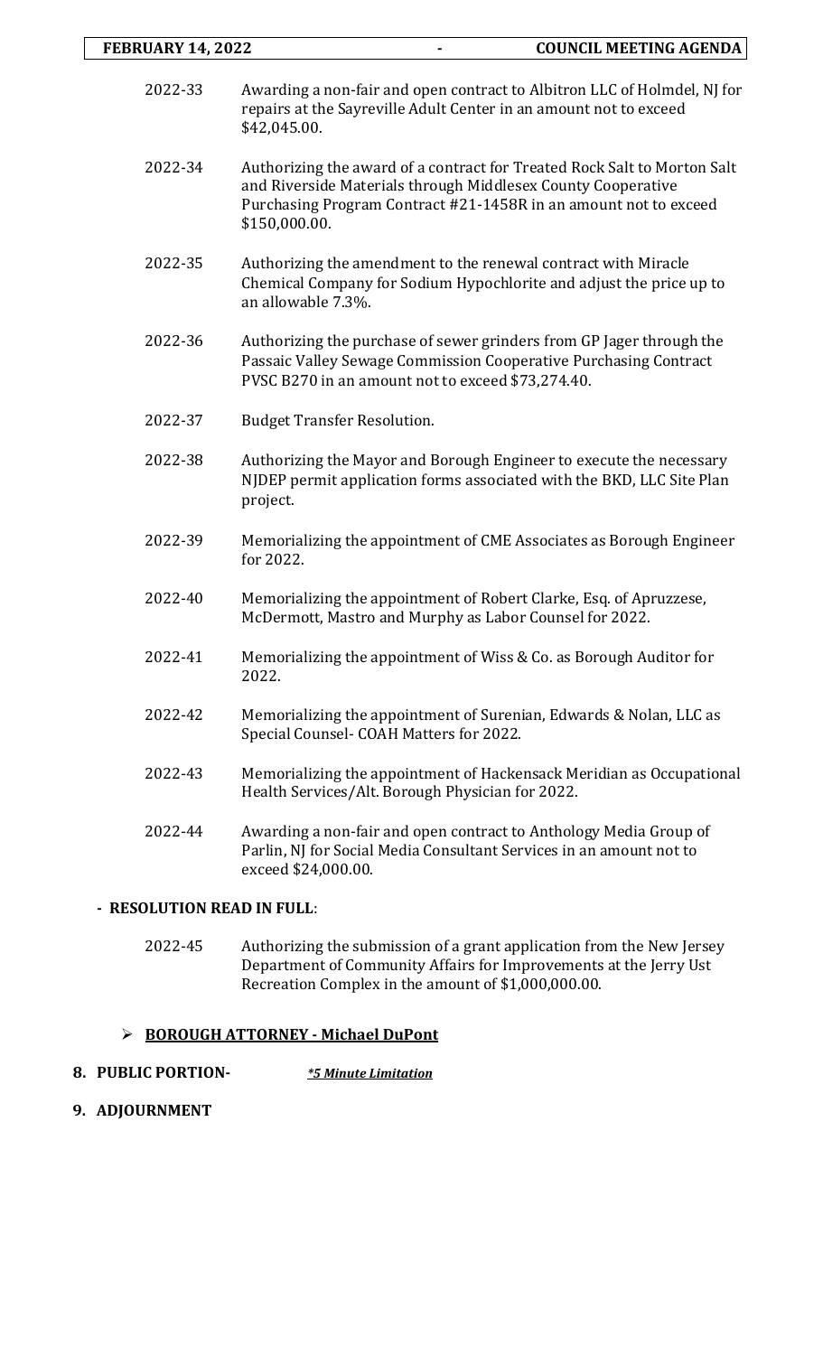| | |
|---|---|
| 2022-33 | Awarding a non-fair and open contract to Albitron LLC of Holmdel, NJ for repairs at the Sayreville Adult Center in an amount not to exceed $42,045.00. |
| 2022-34 | Authorizing the award of a contract for Treated Rock Salt to Morton Salt and Riverside Materials through Middlesex County Cooperative Purchasing Program Contract #21-1458R in an amount not to exceed $150,000.00. |
| 2022-35 | Authorizing the amendment to the renewal contract with Miracle Chemical Company for Sodium Hypochlorite and adjust the price up to an allowable 7.3%. |
| 2022-36 | Authorizing the purchase of sewer grinders from GP Jager through the Passaic Valley Sewage Commission Cooperative Purchasing Contract PVSC B270 in an amount not to exceed $73,274.40. |
| 2022-37 | Budget Transfer Resolution. |
| 2022-38 | Authorizing the Mayor and Borough Engineer to execute the necessary NJDEP permit application forms associated with the BKD, LLC Site Plan project. |
| 2022-39 | Memorializing the appointment of CME Associates as Borough Engineer for 2022. |
| 2022-40 | Memorializing the appointment of Robert Clarke, Esq. of Apruzzese, McDermott, Mastro and Murphy as Labor Counsel for 2022. |
| 2022-41 | Memorializing the appointment of Wiss & Co. as Borough Auditor for 2022. |
| 2022-42 | Memorializing the appointment of Surenian, Edwards & Nolan, LLC as Special Counsel- COAH Matters for 2022. |
| 2022-43 | Memorializing the appointment of Hackensack Meridian as Occupational Health Services/Alt. Borough Physician for 2022. |
| 2022-44 | Awarding a non-fair and open contract to Anthology Media Group of Parlin, NJ for Social Media Consultant Services in an amount not to exceed $24,000.00. |

**- RESOLUTION READ IN FULL**:

| | |
|---|---|
| 2022-45 | Authorizing the submission of a grant application from the New Jersey Department of Community Affairs for Improvements at the Jerry Ust Recreation Complex in the amount of $1,000,000.00. |

- **BOROUGH ATTORNEY - Michael DuPont**

**8. PUBLIC PORTION-** ***5 Minute Limitation***

**9. ADJOURNMENT**